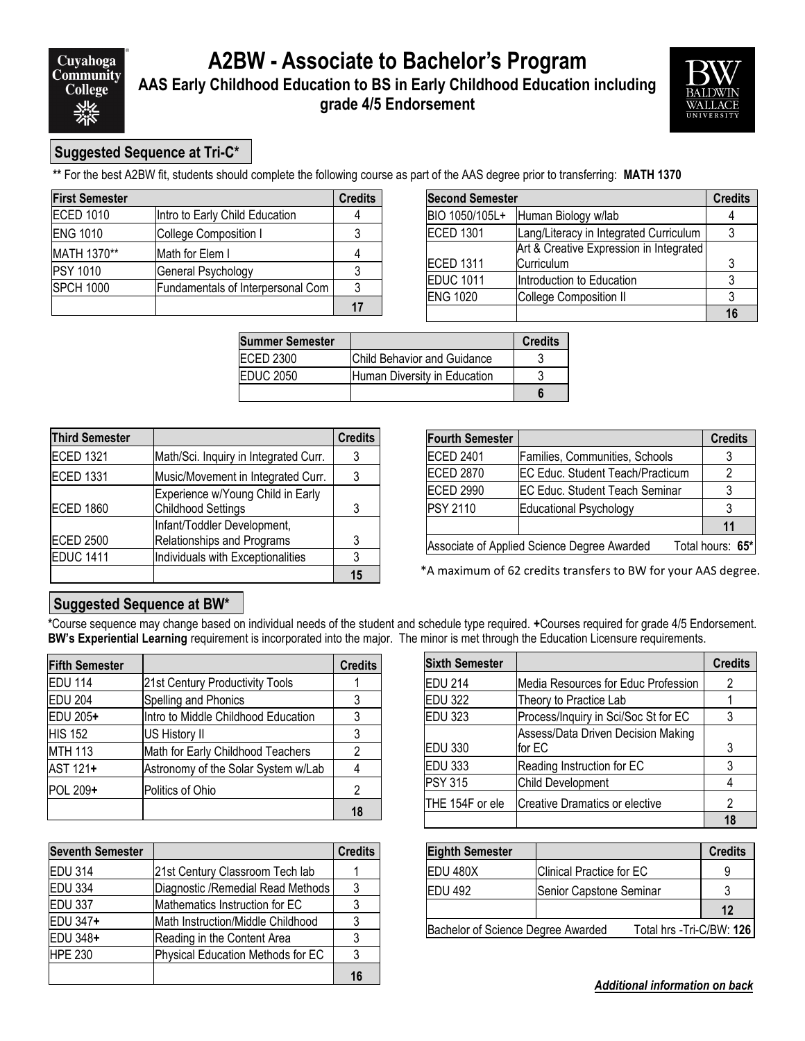# A2BW - Associate to Bachelor's Program

## AAS Early Childhood Education to BS in Early Childhood Education including grade 4/5 Endorsement

### Suggested Sequence at Tri-C*

**** For the best A2BW fit, students should complete the following course as part of the AAS degree prior to transferring: **MATH 1370**

| First Semester | | Credits |
|---|---|---|
| ECED 1010 | Intro to Early Child Education | 4 |
| ENG 1010 | College Composition I | 3 |
| MATH 1370** | Math for Elem I | 4 |
| PSY 1010 | General Psychology | 3 |
| SPCH 1000 | Fundamentals of Interpersonal Com | 3 |
| | | 17 |

| Second Semester | | Credits |
|---|---|---|
| BIO 1050/105L+ | Human Biology w/lab | 4 |
| ECED 1301 | Lang/Literacy in Integrated Curriculum | 3 |
| ECED 1311 | Art & Creative Expression in Integrated Curriculum | 3 |
| EDUC 1011 | Introduction to Education | 3 |
| ENG 1020 | College Composition II | 3 |
| | | 16 |

| Summer Semester | | Credits |
|---|---|---|
| ECED 2300 | Child Behavior and Guidance | 3 |
| EDUC 2050 | Human Diversity in Education | 3 |
| | | 6 |

| Third Semester | | Credits |
|---|---|---|
| ECED 1321 | Math/Sci. Inquiry in Integrated Curr. | 3 |
| ECED 1331 | Music/Movement in Integrated Curr. | 3 |
| ECED 1860 | Experience w/Young Child in Early Childhood Settings | 3 |
| ECED 2500 | Infant/Toddler Development, Relationships and Programs | 3 |
| EDUC 1411 | Individuals with Exceptionalities | 3 |
| | | 15 |

| Fourth Semester | | Credits |
|---|---|---|
| ECED 2401 | Families, Communities, Schools | 3 |
| ECED 2870 | EC Educ. Student Teach/Practicum | 2 |
| ECED 2990 | EC Educ. Student Teach Seminar | 3 |
| PSY 2110 | Educational Psychology | 3 |
| | | 11 |
| Associate of Applied Science Degree Awarded | | Total hours: **65*** |

*A maximum of 62 credits transfers to BW for your AAS degree.

### Suggested Sequence at BW*

***Course sequence may change based on individual needs of the student and schedule type required. **+**Courses required for grade 4/5 Endorsement. **BW's Experiential Learning** requirement is incorporated into the major. The minor is met through the Education Licensure requirements.

| Fifth Semester | | Credits |
|---|---|---|
| EDU 114 | 21st Century Productivity Tools | 1 |
| EDU 204 | Spelling and Phonics | 3 |
| EDU 205**+** | Intro to Middle Childhood Education | 3 |
| HIS 152 | US History II | 3 |
| MTH 113 | Math for Early Childhood Teachers | 2 |
| AST 121**+** | Astronomy of the Solar System w/Lab | 4 |
| POL 209**+** | Politics of Ohio | 2 |
| | | 18 |

| Sixth Semester | | Credits |
|---|---|---|
| EDU 214 | Media Resources for Educ Profession | 2 |
| EDU 322 | Theory to Practice Lab | 1 |
| EDU 323 | Process/Inquiry in Sci/Soc St for EC | 3 |
| EDU 330 | Assess/Data Driven Decision Making for EC | 3 |
| EDU 333 | Reading Instruction for EC | 3 |
| PSY 315 | Child Development | 4 |
| THE 154F or ele | Creative Dramatics or elective | 2 |
| | | 18 |

| Seventh Semester | | Credits |
|---|---|---|
| EDU 314 | 21st Century Classroom Tech lab | 1 |
| EDU 334 | Diagnostic /Remedial Read Methods | 3 |
| EDU 337 | Mathematics Instruction for EC | 3 |
| EDU 347**+** | Math Instruction/Middle Childhood | 3 |
| EDU 348**+** | Reading in the Content Area | 3 |
| HPE 230 | Physical Education Methods for EC | 3 |
| | | 16 |

| Eighth Semester | | Credits |
|---|---|---|
| EDU 480X | Clinical Practice for EC | 9 |
| EDU 492 | Senior Capstone Seminar | 3 |
| | | 12 |
| Bachelor of Science Degree Awarded | | Total hrs -Tri-C/BW: **126** |

***Additional information on back***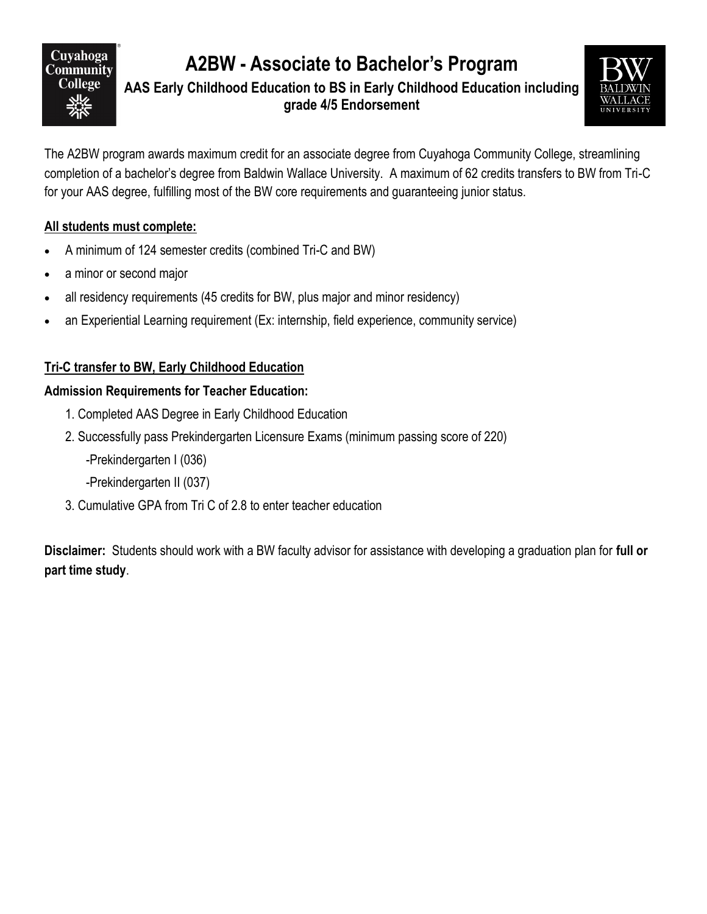# A2BW - Associate to Bachelor's Program

## AAS Early Childhood Education to BS in Early Childhood Education including grade 4/5 Endorsement

The A2BW program awards maximum credit for an associate degree from Cuyahoga Community College, streamlining completion of a bachelor's degree from Baldwin Wallace University. A maximum of 62 credits transfers to BW from Tri-C for your AAS degree, fulfilling most of the BW core requirements and guaranteeing junior status.

**All students must complete:**

- A minimum of 124 semester credits (combined Tri-C and BW)
- a minor or second major
- all residency requirements (45 credits for BW, plus major and minor residency)
- an Experiential Learning requirement (Ex: internship, field experience, community service)

**Tri-C transfer to BW, Early Childhood Education**

**Admission Requirements for Teacher Education:**

1. Completed AAS Degree in Early Childhood Education
2. Successfully pass Prekindergarten Licensure Exams (minimum passing score of 220)
   - -Prekindergarten I (036)
   - -Prekindergarten II (037)
3. Cumulative GPA from Tri C of 2.8 to enter teacher education

**Disclaimer:** Students should work with a BW faculty advisor for assistance with developing a graduation plan for **full or part time study**.